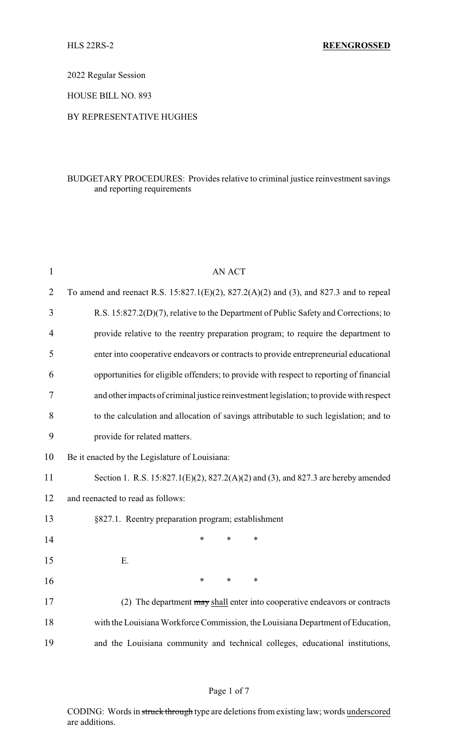HLS 22RS-2 **REENGROSSED**

2022 Regular Session

HOUSE BILL NO. 893

BY REPRESENTATIVE HUGHES

BUDGETARY PROCEDURES: Provides relative to criminal justice reinvestment savings and reporting requirements

AN ACT

To amend and reenact R.S. 15:827.1(E)(2), 827.2(A)(2) and (3), and 827.3 and to repeal R.S. 15:827.2(D)(7), relative to the Department of Public Safety and Corrections; to provide relative to the reentry preparation program; to require the department to enter into cooperative endeavors or contracts to provide entrepreneurial educational opportunities for eligible offenders; to provide with respect to reporting of financial and other impacts of criminal justice reinvestment legislation; to provide with respect to the calculation and allocation of savings attributable to such legislation; and to provide for related matters.

Be it enacted by the Legislature of Louisiana:

Section 1. R.S. 15:827.1(E)(2), 827.2(A)(2) and (3), and 827.3 are hereby amended and reenacted to read as follows:

§827.1. Reentry preparation program; establishment

\* \* \*

E.

\* \* \*

(2) The department ~~may~~ <u>shall</u> enter into cooperative endeavors or contracts with the Louisiana Workforce Commission, the Louisiana Department of Education, and the Louisiana community and technical colleges, educational institutions,

CODING: Words in ~~struck through~~ type are deletions from existing law; words <u>underscored</u> are additions.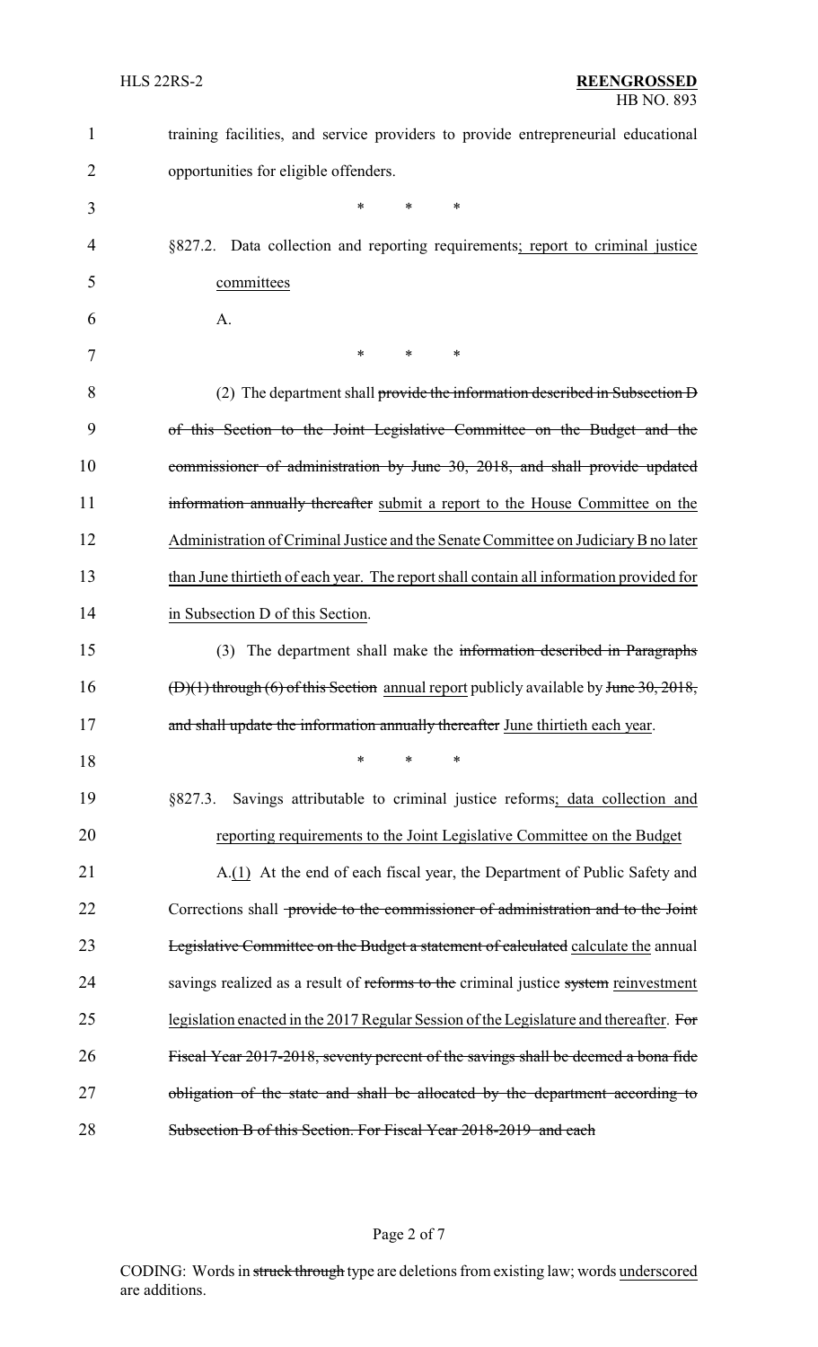training facilities, and service providers to provide entrepreneurial educational opportunities for eligible offenders.

\* \* \*

§827.2. Data collection and reporting requirements; report to criminal justice committees

A.

\* \* \*

(2) The department shall provide the information described in Subsection D of this Section to the Joint Legislative Committee on the Budget and the commissioner of administration by June 30, 2018, and shall provide updated information annually thereafter submit a report to the House Committee on the Administration of Criminal Justice and the Senate Committee on Judiciary B no later than June thirtieth of each year. The report shall contain all information provided for in Subsection D of this Section.

(3) The department shall make the information described in Paragraphs (D)(1) through (6) of this Section annual report publicly available by June 30, 2018, and shall update the information annually thereafter June thirtieth each year.

\* \* \*

§827.3. Savings attributable to criminal justice reforms; data collection and reporting requirements to the Joint Legislative Committee on the Budget

A.(1) At the end of each fiscal year, the Department of Public Safety and Corrections shall provide to the commissioner of administration and to the Joint Legislative Committee on the Budget a statement of calculated calculate the annual savings realized as a result of reforms to the criminal justice system reinvestment legislation enacted in the 2017 Regular Session of the Legislature and thereafter. For Fiscal Year 2017-2018, seventy percent of the savings shall be deemed a bona fide obligation of the state and shall be allocated by the department according to Subsection B of this Section. For Fiscal Year 2018-2019 and each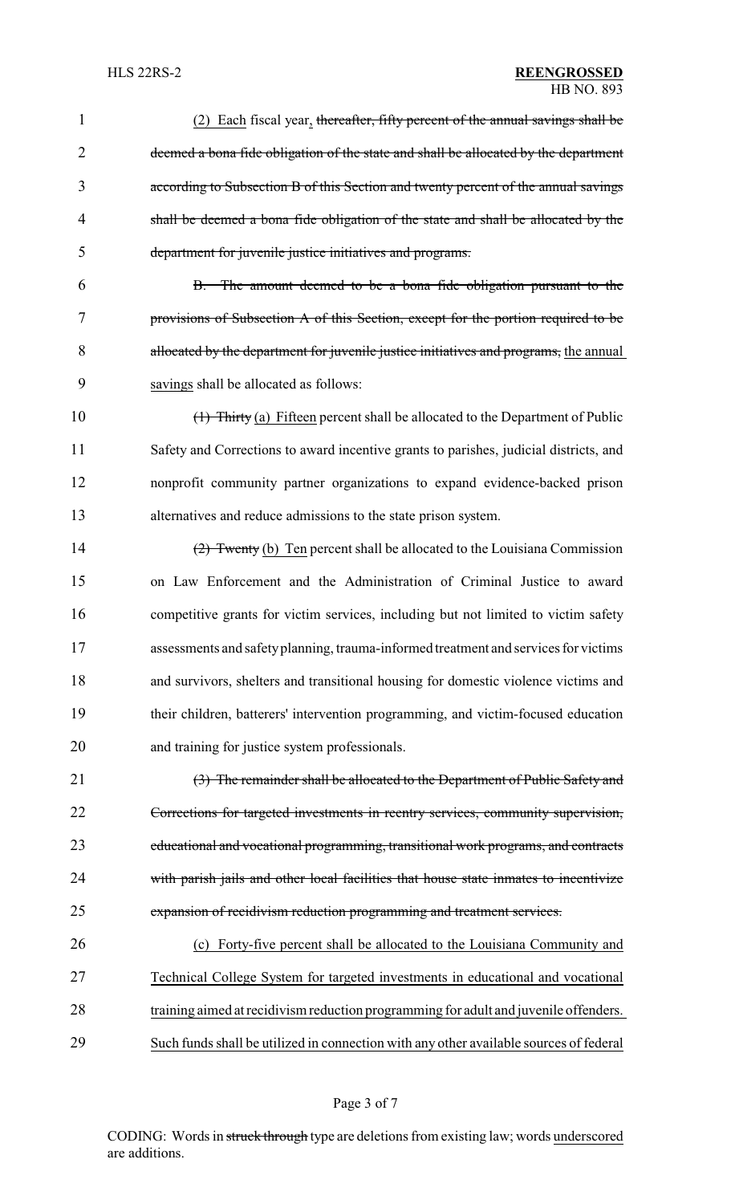(2) Each fiscal year, ~~thereafter, fifty percent of the annual savings shall be deemed a bona fide obligation of the state and shall be allocated by the department according to Subsection B of this Section and twenty percent of the annual savings shall be deemed a bona fide obligation of the state and shall be allocated by the department for juvenile justice initiatives and programs.~~

~~B. The amount deemed to be a bona fide obligation pursuant to the provisions of Subsection A of this Section, except for the portion required to be allocated by the department for juvenile justice initiatives and programs,~~ the annual savings shall be allocated as follows:

~~(1) Thirty~~ (a) Fifteen percent shall be allocated to the Department of Public Safety and Corrections to award incentive grants to parishes, judicial districts, and nonprofit community partner organizations to expand evidence-backed prison alternatives and reduce admissions to the state prison system.

~~(2) Twenty~~ (b) Ten percent shall be allocated to the Louisiana Commission on Law Enforcement and the Administration of Criminal Justice to award competitive grants for victim services, including but not limited to victim safety assessments and safety planning, trauma-informed treatment and services for victims and survivors, shelters and transitional housing for domestic violence victims and their children, batterers' intervention programming, and victim-focused education and training for justice system professionals.

~~(3) The remainder shall be allocated to the Department of Public Safety and Corrections for targeted investments in reentry services, community supervision, educational and vocational programming, transitional work programs, and contracts with parish jails and other local facilities that house state inmates to incentivize expansion of recidivism reduction programming and treatment services.~~

(c) Forty-five percent shall be allocated to the Louisiana Community and Technical College System for targeted investments in educational and vocational training aimed at recidivism reduction programming for adult and juvenile offenders. Such funds shall be utilized in connection with any other available sources of federal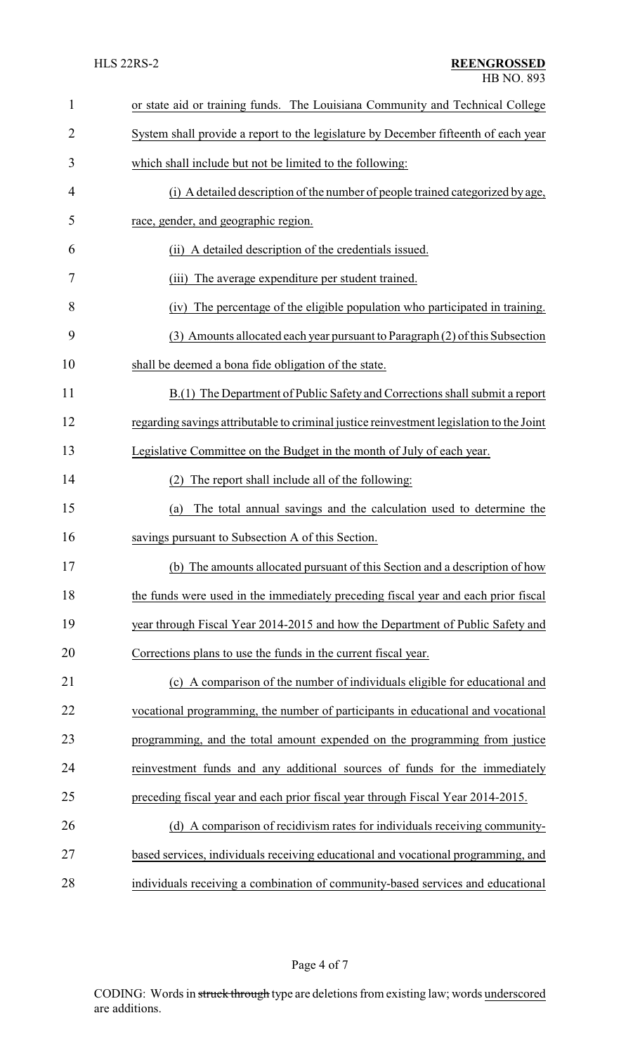or state aid or training funds. The Louisiana Community and Technical College System shall provide a report to the legislature by December fifteenth of each year which shall include but not be limited to the following:

(i) A detailed description of the number of people trained categorized by age, race, gender, and geographic region.

(ii) A detailed description of the credentials issued.

(iii) The average expenditure per student trained.

(iv) The percentage of the eligible population who participated in training.

(3) Amounts allocated each year pursuant to Paragraph (2) of this Subsection shall be deemed a bona fide obligation of the state.

B.(1) The Department of Public Safety and Corrections shall submit a report regarding savings attributable to criminal justice reinvestment legislation to the Joint Legislative Committee on the Budget in the month of July of each year.

(2) The report shall include all of the following:

(a) The total annual savings and the calculation used to determine the savings pursuant to Subsection A of this Section.

(b) The amounts allocated pursuant of this Section and a description of how the funds were used in the immediately preceding fiscal year and each prior fiscal year through Fiscal Year 2014-2015 and how the Department of Public Safety and Corrections plans to use the funds in the current fiscal year.

(c) A comparison of the number of individuals eligible for educational and vocational programming, the number of participants in educational and vocational programming, and the total amount expended on the programming from justice reinvestment funds and any additional sources of funds for the immediately preceding fiscal year and each prior fiscal year through Fiscal Year 2014-2015.

(d) A comparison of recidivism rates for individuals receiving community-based services, individuals receiving educational and vocational programming, and individuals receiving a combination of community-based services and educational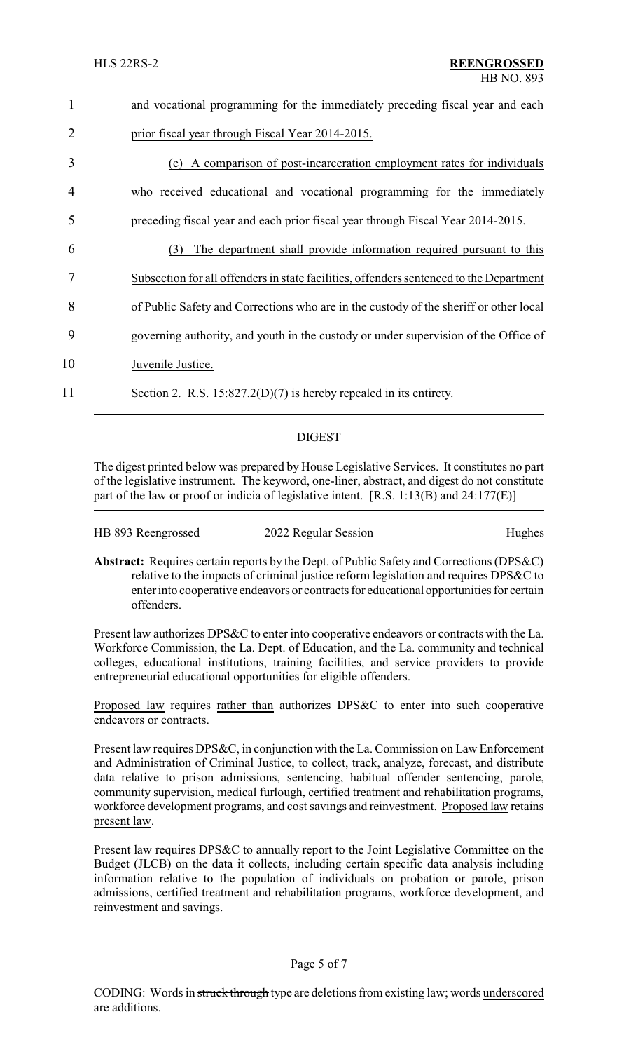and vocational programming for the immediately preceding fiscal year and each prior fiscal year through Fiscal Year 2014-2015.

(e) A comparison of post-incarceration employment rates for individuals who received educational and vocational programming for the immediately preceding fiscal year and each prior fiscal year through Fiscal Year 2014-2015.

(3) The department shall provide information required pursuant to this Subsection for all offenders in state facilities, offenders sentenced to the Department of Public Safety and Corrections who are in the custody of the sheriff or other local governing authority, and youth in the custody or under supervision of the Office of Juvenile Justice.

Section 2. R.S. 15:827.2(D)(7) is hereby repealed in its entirety.

---

## DIGEST

The digest printed below was prepared by House Legislative Services. It constitutes no part of the legislative instrument. The keyword, one-liner, abstract, and digest do not constitute part of the law or proof or indicia of legislative intent. [R.S. 1:13(B) and 24:177(E)]

HB 893 Reengrossed — 2022 Regular Session — Hughes

**Abstract:** Requires certain reports by the Dept. of Public Safety and Corrections (DPS&C) relative to the impacts of criminal justice reform legislation and requires DPS&C to enter into cooperative endeavors or contracts for educational opportunities for certain offenders.

Present law authorizes DPS&C to enter into cooperative endeavors or contracts with the La. Workforce Commission, the La. Dept. of Education, and the La. community and technical colleges, educational institutions, training facilities, and service providers to provide entrepreneurial educational opportunities for eligible offenders.

Proposed law requires rather than authorizes DPS&C to enter into such cooperative endeavors or contracts.

Present law requires DPS&C, in conjunction with the La. Commission on Law Enforcement and Administration of Criminal Justice, to collect, track, analyze, forecast, and distribute data relative to prison admissions, sentencing, habitual offender sentencing, parole, community supervision, medical furlough, certified treatment and rehabilitation programs, workforce development programs, and cost savings and reinvestment. Proposed law retains present law.

Present law requires DPS&C to annually report to the Joint Legislative Committee on the Budget (JLCB) on the data it collects, including certain specific data analysis including information relative to the population of individuals on probation or parole, prison admissions, certified treatment and rehabilitation programs, workforce development, and reinvestment and savings.

CODING: Words in ~~struck through~~ type are deletions from existing law; words underscored are additions.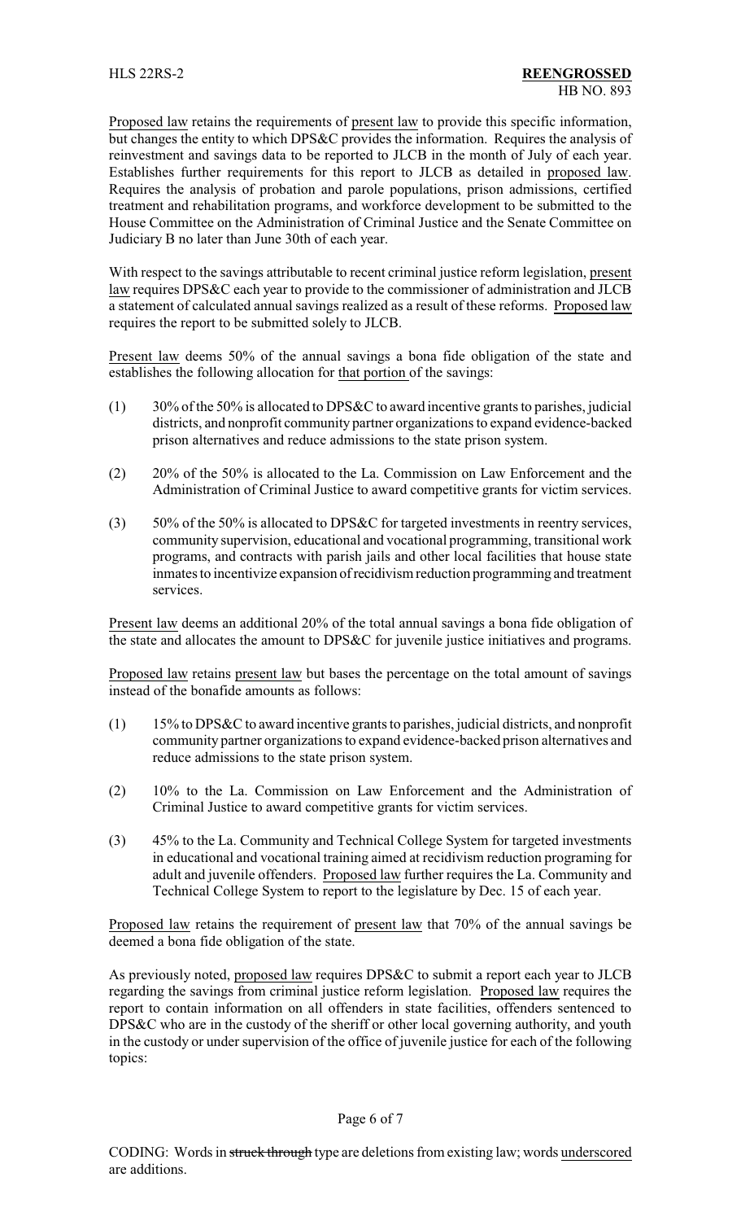Proposed law retains the requirements of present law to provide this specific information, but changes the entity to which DPS&C provides the information. Requires the analysis of reinvestment and savings data to be reported to JLCB in the month of July of each year. Establishes further requirements for this report to JLCB as detailed in proposed law. Requires the analysis of probation and parole populations, prison admissions, certified treatment and rehabilitation programs, and workforce development to be submitted to the House Committee on the Administration of Criminal Justice and the Senate Committee on Judiciary B no later than June 30th of each year.

With respect to the savings attributable to recent criminal justice reform legislation, present law requires DPS&C each year to provide to the commissioner of administration and JLCB a statement of calculated annual savings realized as a result of these reforms. Proposed law requires the report to be submitted solely to JLCB.

Present law deems 50% of the annual savings a bona fide obligation of the state and establishes the following allocation for that portion of the savings:

(1) 30% of the 50% is allocated to DPS&C to award incentive grants to parishes, judicial districts, and nonprofit community partner organizations to expand evidence-backed prison alternatives and reduce admissions to the state prison system.

(2) 20% of the 50% is allocated to the La. Commission on Law Enforcement and the Administration of Criminal Justice to award competitive grants for victim services.

(3) 50% of the 50% is allocated to DPS&C for targeted investments in reentry services, community supervision, educational and vocational programming, transitional work programs, and contracts with parish jails and other local facilities that house state inmates to incentivize expansion of recidivism reduction programming and treatment services.

Present law deems an additional 20% of the total annual savings a bona fide obligation of the state and allocates the amount to DPS&C for juvenile justice initiatives and programs.

Proposed law retains present law but bases the percentage on the total amount of savings instead of the bonafide amounts as follows:

(1) 15% to DPS&C to award incentive grants to parishes, judicial districts, and nonprofit community partner organizations to expand evidence-backed prison alternatives and reduce admissions to the state prison system.

(2) 10% to the La. Commission on Law Enforcement and the Administration of Criminal Justice to award competitive grants for victim services.

(3) 45% to the La. Community and Technical College System for targeted investments in educational and vocational training aimed at recidivism reduction programing for adult and juvenile offenders. Proposed law further requires the La. Community and Technical College System to report to the legislature by Dec. 15 of each year.

Proposed law retains the requirement of present law that 70% of the annual savings be deemed a bona fide obligation of the state.

As previously noted, proposed law requires DPS&C to submit a report each year to JLCB regarding the savings from criminal justice reform legislation. Proposed law requires the report to contain information on all offenders in state facilities, offenders sentenced to DPS&C who are in the custody of the sheriff or other local governing authority, and youth in the custody or under supervision of the office of juvenile justice for each of the following topics: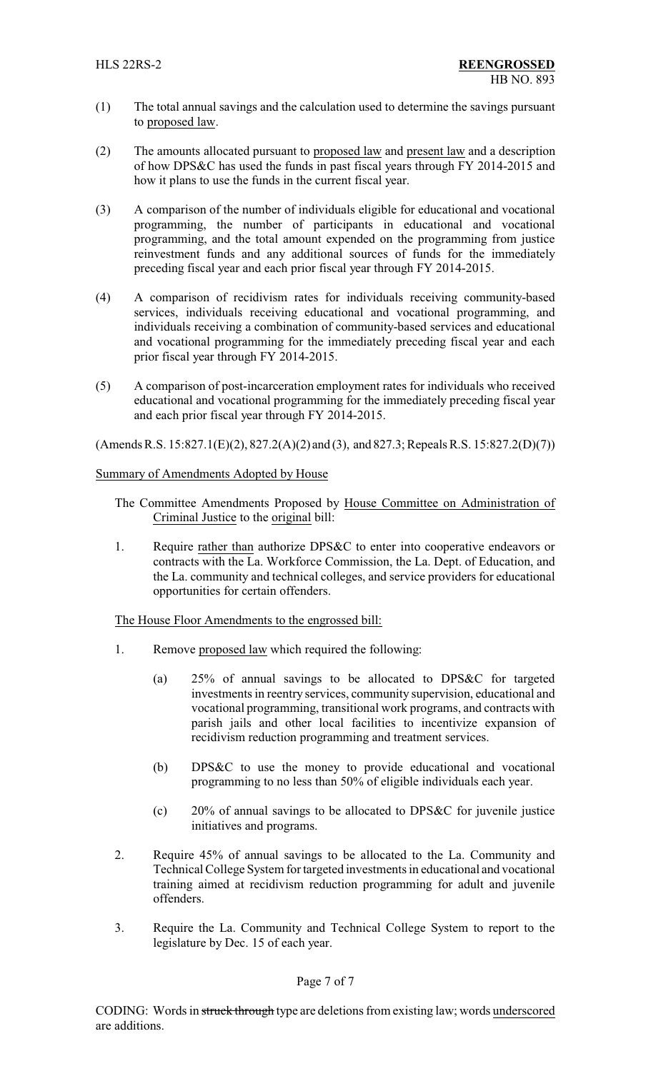(1) The total annual savings and the calculation used to determine the savings pursuant to proposed law.

(2) The amounts allocated pursuant to proposed law and present law and a description of how DPS&C has used the funds in past fiscal years through FY 2014-2015 and how it plans to use the funds in the current fiscal year.

(3) A comparison of the number of individuals eligible for educational and vocational programming, the number of participants in educational and vocational programming, and the total amount expended on the programming from justice reinvestment funds and any additional sources of funds for the immediately preceding fiscal year and each prior fiscal year through FY 2014-2015.

(4) A comparison of recidivism rates for individuals receiving community-based services, individuals receiving educational and vocational programming, and individuals receiving a combination of community-based services and educational and vocational programming for the immediately preceding fiscal year and each prior fiscal year through FY 2014-2015.

(5) A comparison of post-incarceration employment rates for individuals who received educational and vocational programming for the immediately preceding fiscal year and each prior fiscal year through FY 2014-2015.

(Amends R.S. 15:827.1(E)(2), 827.2(A)(2) and (3), and 827.3; Repeals R.S. 15:827.2(D)(7))

Summary of Amendments Adopted by House

The Committee Amendments Proposed by House Committee on Administration of Criminal Justice to the original bill:

1. Require rather than authorize DPS&C to enter into cooperative endeavors or contracts with the La. Workforce Commission, the La. Dept. of Education, and the La. community and technical colleges, and service providers for educational opportunities for certain offenders.

The House Floor Amendments to the engrossed bill:

1. Remove proposed law which required the following:

   (a) 25% of annual savings to be allocated to DPS&C for targeted investments in reentry services, community supervision, educational and vocational programming, transitional work programs, and contracts with parish jails and other local facilities to incentivize expansion of recidivism reduction programming and treatment services.

   (b) DPS&C to use the money to provide educational and vocational programming to no less than 50% of eligible individuals each year.

   (c) 20% of annual savings to be allocated to DPS&C for juvenile justice initiatives and programs.

2. Require 45% of annual savings to be allocated to the La. Community and Technical College System for targeted investments in educational and vocational training aimed at recidivism reduction programming for adult and juvenile offenders.

3. Require the La. Community and Technical College System to report to the legislature by Dec. 15 of each year.

CODING: Words in ~~struck through~~ type are deletions from existing law; words underscored are additions.